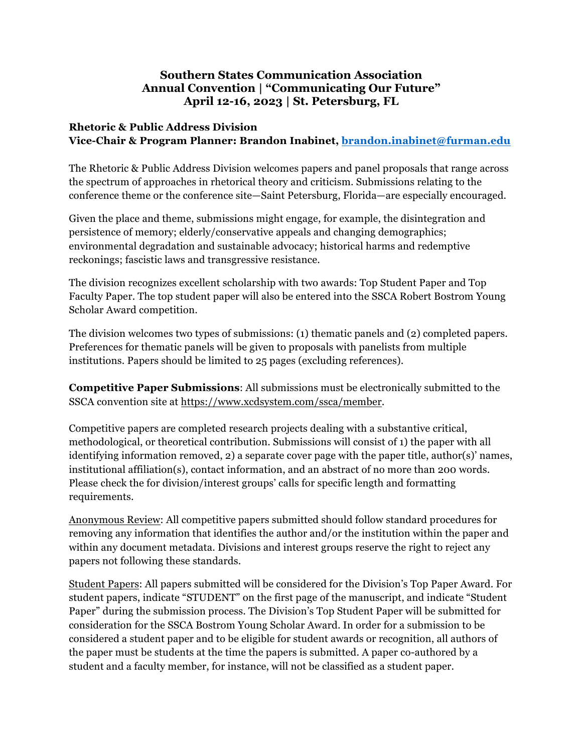# Southern States Communication Association
# Annual Convention | "Communicating Our Future"
# April 12-16, 2023 | St. Petersburg, FL

**Rhetoric & Public Address Division**
**Vice-Chair & Program Planner: Brandon Inabinet, brandon.inabinet@furman.edu**

The Rhetoric & Public Address Division welcomes papers and panel proposals that range across the spectrum of approaches in rhetorical theory and criticism. Submissions relating to the conference theme or the conference site—Saint Petersburg, Florida—are especially encouraged.

Given the place and theme, submissions might engage, for example, the disintegration and persistence of memory; elderly/conservative appeals and changing demographics; environmental degradation and sustainable advocacy; historical harms and redemptive reckonings; fascistic laws and transgressive resistance.

The division recognizes excellent scholarship with two awards: Top Student Paper and Top Faculty Paper. The top student paper will also be entered into the SSCA Robert Bostrom Young Scholar Award competition.

The division welcomes two types of submissions: (1) thematic panels and (2) completed papers. Preferences for thematic panels will be given to proposals with panelists from multiple institutions. Papers should be limited to 25 pages (excluding references).

**Competitive Paper Submissions**: All submissions must be electronically submitted to the SSCA convention site at https://www.xcdsystem.com/ssca/member.

Competitive papers are completed research projects dealing with a substantive critical, methodological, or theoretical contribution. Submissions will consist of 1) the paper with all identifying information removed, 2) a separate cover page with the paper title, author(s)' names, institutional affiliation(s), contact information, and an abstract of no more than 200 words. Please check the for division/interest groups' calls for specific length and formatting requirements.

Anonymous Review: All competitive papers submitted should follow standard procedures for removing any information that identifies the author and/or the institution within the paper and within any document metadata. Divisions and interest groups reserve the right to reject any papers not following these standards.

Student Papers: All papers submitted will be considered for the Division's Top Paper Award. For student papers, indicate "STUDENT" on the first page of the manuscript, and indicate "Student Paper" during the submission process. The Division's Top Student Paper will be submitted for consideration for the SSCA Bostrom Young Scholar Award. In order for a submission to be considered a student paper and to be eligible for student awards or recognition, all authors of the paper must be students at the time the papers is submitted. A paper co-authored by a student and a faculty member, for instance, will not be classified as a student paper.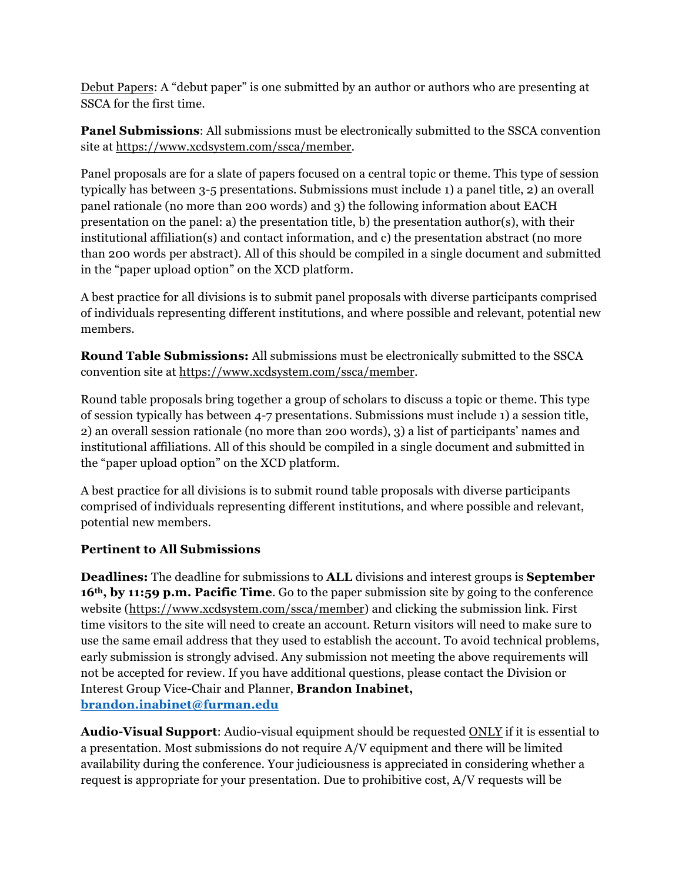Debut Papers: A "debut paper" is one submitted by an author or authors who are presenting at SSCA for the first time.

**Panel Submissions**: All submissions must be electronically submitted to the SSCA convention site at https://www.xcdsystem.com/ssca/member.

Panel proposals are for a slate of papers focused on a central topic or theme. This type of session typically has between 3-5 presentations. Submissions must include 1) a panel title, 2) an overall panel rationale (no more than 200 words) and 3) the following information about EACH presentation on the panel: a) the presentation title, b) the presentation author(s), with their institutional affiliation(s) and contact information, and c) the presentation abstract (no more than 200 words per abstract). All of this should be compiled in a single document and submitted in the "paper upload option" on the XCD platform.

A best practice for all divisions is to submit panel proposals with diverse participants comprised of individuals representing different institutions, and where possible and relevant, potential new members.

**Round Table Submissions:** All submissions must be electronically submitted to the SSCA convention site at https://www.xcdsystem.com/ssca/member.

Round table proposals bring together a group of scholars to discuss a topic or theme. This type of session typically has between 4-7 presentations. Submissions must include 1) a session title, 2) an overall session rationale (no more than 200 words), 3) a list of participants' names and institutional affiliations. All of this should be compiled in a single document and submitted in the "paper upload option" on the XCD platform.

A best practice for all divisions is to submit round table proposals with diverse participants comprised of individuals representing different institutions, and where possible and relevant, potential new members.

**Pertinent to All Submissions**

**Deadlines:** The deadline for submissions to **ALL** divisions and interest groups is **September 16th, by 11:59 p.m. Pacific Time**. Go to the paper submission site by going to the conference website (https://www.xcdsystem.com/ssca/member) and clicking the submission link. First time visitors to the site will need to create an account. Return visitors will need to make sure to use the same email address that they used to establish the account. To avoid technical problems, early submission is strongly advised. Any submission not meeting the above requirements will not be accepted for review. If you have additional questions, please contact the Division or Interest Group Vice-Chair and Planner, **Brandon Inabinet, brandon.inabinet@furman.edu**

**Audio-Visual Support**: Audio-visual equipment should be requested ONLY if it is essential to a presentation. Most submissions do not require A/V equipment and there will be limited availability during the conference. Your judiciousness is appreciated in considering whether a request is appropriate for your presentation. Due to prohibitive cost, A/V requests will be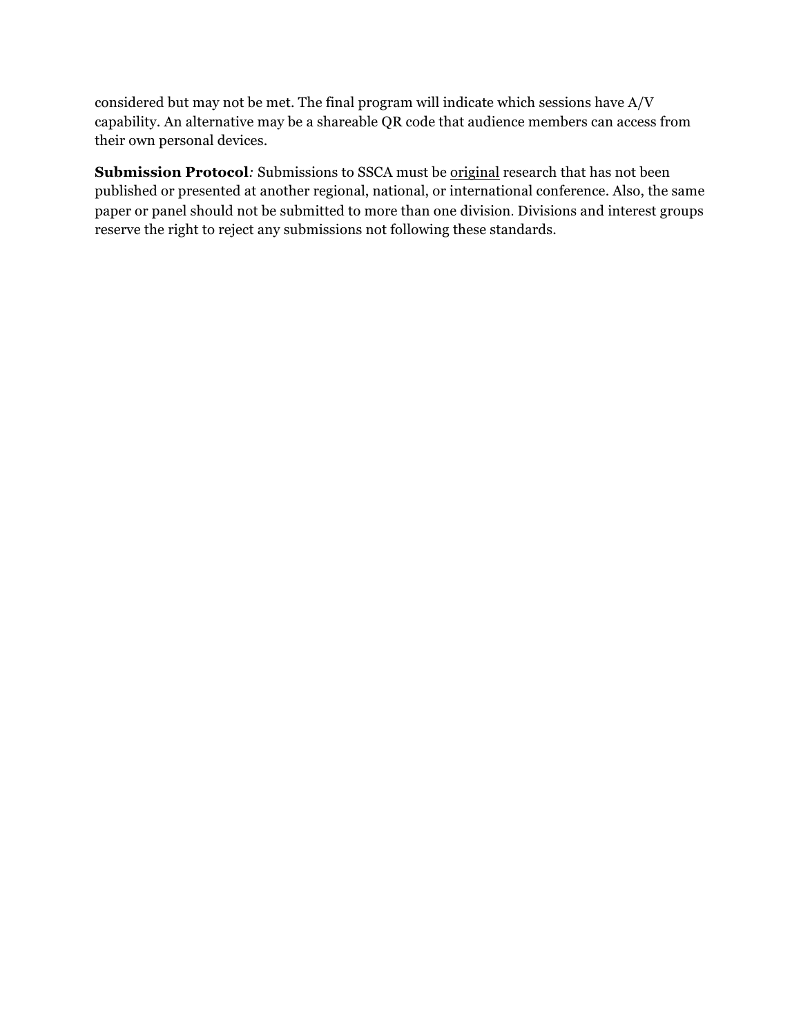considered but may not be met. The final program will indicate which sessions have A/V capability. An alternative may be a shareable QR code that audience members can access from their own personal devices.

**Submission Protocol***:* Submissions to SSCA must be <u>original</u> research that has not been published or presented at another regional, national, or international conference. Also, the same paper or panel should not be submitted to more than one division. Divisions and interest groups reserve the right to reject any submissions not following these standards.